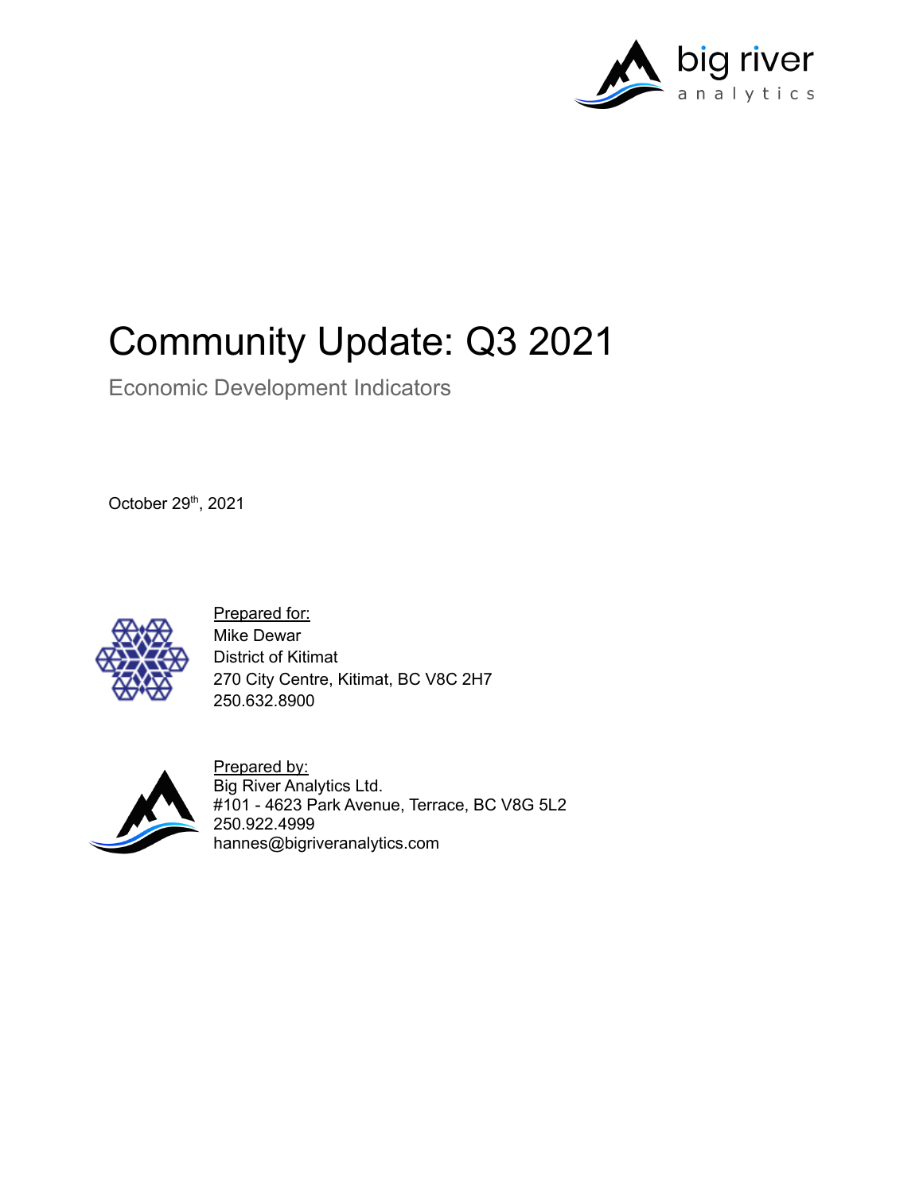# Community Update: Q3 2021

Economic Development Indicators

October 29th, 2021

Prepared for:
Mike Dewar
District of Kitimat
270 City Centre, Kitimat, BC V8C 2H7
250.632.8900

Prepared by:
Big River Analytics Ltd.
#101 - 4623 Park Avenue, Terrace, BC V8G 5L2
250.922.4999
hannes@bigriveranalytics.com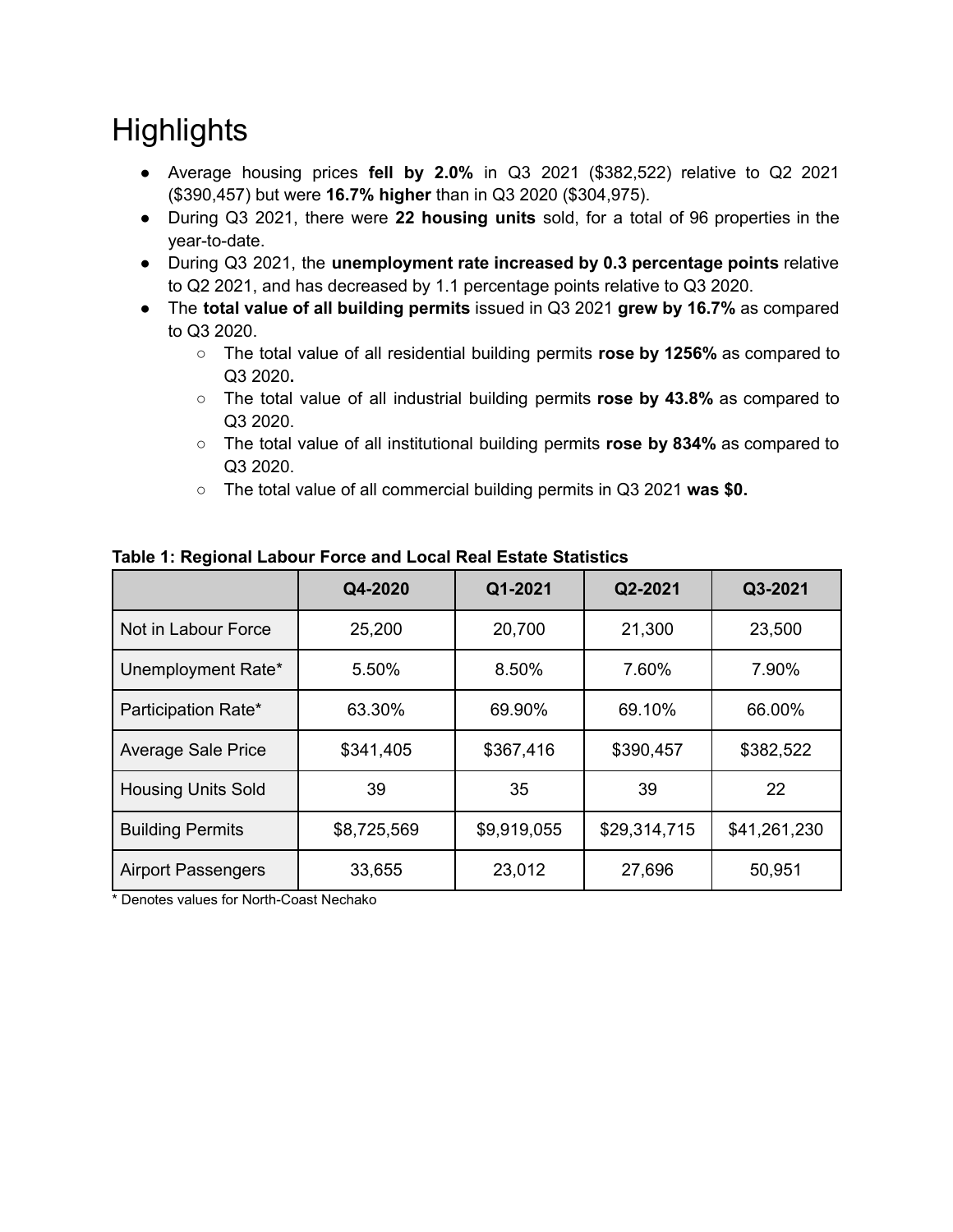# Highlights

- Average housing prices **fell by 2.0%** in Q3 2021 ($382,522) relative to Q2 2021 ($390,457) but were **16.7% higher** than in Q3 2020 ($304,975).
- During Q3 2021, there were **22 housing units** sold, for a total of 96 properties in the year-to-date.
- During Q3 2021, the **unemployment rate increased by 0.3 percentage points** relative to Q2 2021, and has decreased by 1.1 percentage points relative to Q3 2020.
- The **total value of all building permits** issued in Q3 2021 **grew by 16.7%** as compared to Q3 2020.
  - The total value of all residential building permits **rose by 1256%** as compared to Q3 2020**.**
  - The total value of all industrial building permits **rose by 43.8%** as compared to Q3 2020.
  - The total value of all institutional building permits **rose by 834%** as compared to Q3 2020.
  - The total value of all commercial building permits in Q3 2021 **was $0.**

**Table 1: Regional Labour Force and Local Real Estate Statistics**

| | Q4-2020 | Q1-2021 | Q2-2021 | Q3-2021 |
|---|---|---|---|---|
| Not in Labour Force | 25,200 | 20,700 | 21,300 | 23,500 |
| Unemployment Rate* | 5.50% | 8.50% | 7.60% | 7.90% |
| Participation Rate* | 63.30% | 69.90% | 69.10% | 66.00% |
| Average Sale Price | $341,405 | $367,416 | $390,457 | $382,522 |
| Housing Units Sold | 39 | 35 | 39 | 22 |
| Building Permits | $8,725,569 | $9,919,055 | $29,314,715 | $41,261,230 |
| Airport Passengers | 33,655 | 23,012 | 27,696 | 50,951 |

* Denotes values for North-Coast Nechako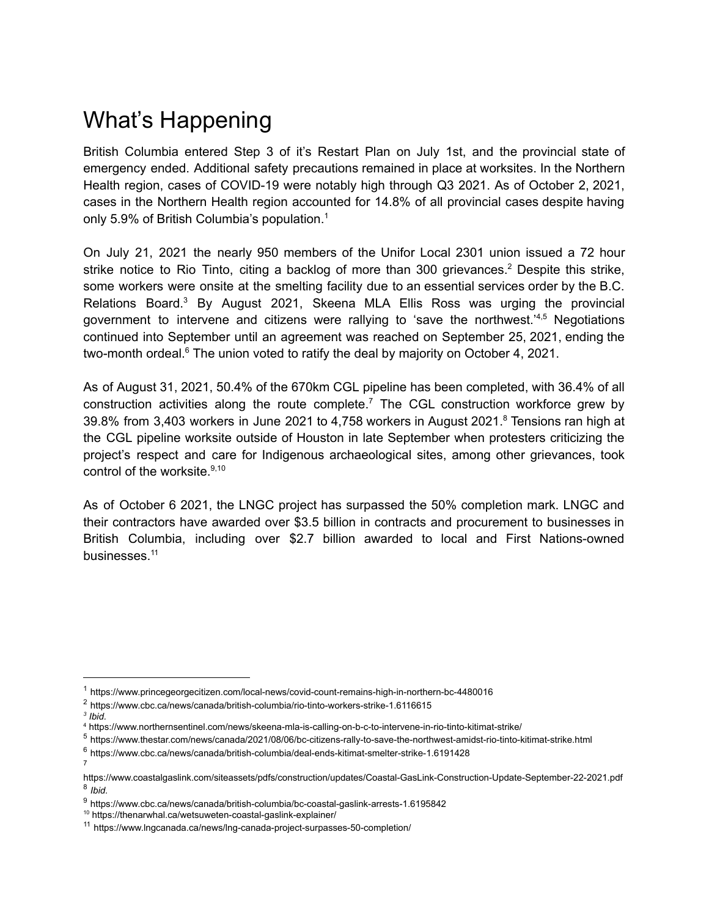# What's Happening

British Columbia entered Step 3 of it's Restart Plan on July 1st, and the provincial state of emergency ended. Additional safety precautions remained in place at worksites. In the Northern Health region, cases of COVID-19 were notably high through Q3 2021. As of October 2, 2021, cases in the Northern Health region accounted for 14.8% of all provincial cases despite having only 5.9% of British Columbia's population.[1]

On July 21, 2021 the nearly 950 members of the Unifor Local 2301 union issued a 72 hour strike notice to Rio Tinto, citing a backlog of more than 300 grievances.[2] Despite this strike, some workers were onsite at the smelting facility due to an essential services order by the B.C. Relations Board.[3] By August 2021, Skeena MLA Ellis Ross was urging the provincial government to intervene and citizens were rallying to 'save the northwest.'[4,5] Negotiations continued into September until an agreement was reached on September 25, 2021, ending the two-month ordeal.[6] The union voted to ratify the deal by majority on October 4, 2021.

As of August 31, 2021, 50.4% of the 670km CGL pipeline has been completed, with 36.4% of all construction activities along the route complete.[7] The CGL construction workforce grew by 39.8% from 3,403 workers in June 2021 to 4,758 workers in August 2021.[8] Tensions ran high at the CGL pipeline worksite outside of Houston in late September when protesters criticizing the project's respect and care for Indigenous archaeological sites, among other grievances, took control of the worksite.[9,10]

As of October 6 2021, the LNGC project has surpassed the 50% completion mark. LNGC and their contractors have awarded over $3.5 billion in contracts and procurement to businesses in British Columbia, including over $2.7 billion awarded to local and First Nations-owned businesses.[11]

---

[1] https://www.princegeorgecitizen.com/local-news/covid-count-remains-high-in-northern-bc-4480016
[2] https://www.cbc.ca/news/canada/british-columbia/rio-tinto-workers-strike-1.6116615
[3] *Ibid.*
[4] https://www.northernsentinel.com/news/skeena-mla-is-calling-on-b-c-to-intervene-in-rio-tinto-kitimat-strike/
[5] https://www.thestar.com/news/canada/2021/08/06/bc-citizens-rally-to-save-the-northwest-amidst-rio-tinto-kitimat-strike.html
[6] https://www.cbc.ca/news/canada/british-columbia/deal-ends-kitimat-smelter-strike-1.6191428
[7] https://www.coastalgaslink.com/siteassets/pdfs/construction/updates/Coastal-GasLink-Construction-Update-September-22-2021.pdf
[8] *Ibid.*
[9] https://www.cbc.ca/news/canada/british-columbia/bc-coastal-gaslink-arrests-1.6195842
[10] https://thenarwhal.ca/wetsuweten-coastal-gaslink-explainer/
[11] https://www.lngcanada.ca/news/lng-canada-project-surpasses-50-completion/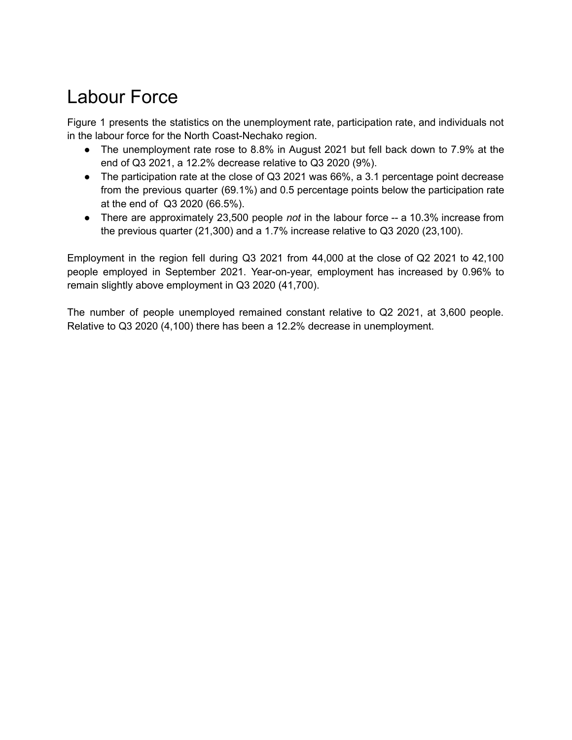# Labour Force

Figure 1 presents the statistics on the unemployment rate, participation rate, and individuals not in the labour force for the North Coast-Nechako region.

- The unemployment rate rose to 8.8% in August 2021 but fell back down to 7.9% at the end of Q3 2021, a 12.2% decrease relative to Q3 2020 (9%).
- The participation rate at the close of Q3 2021 was 66%, a 3.1 percentage point decrease from the previous quarter (69.1%) and 0.5 percentage points below the participation rate at the end of Q3 2020 (66.5%).
- There are approximately 23,500 people *not* in the labour force -- a 10.3% increase from the previous quarter (21,300) and a 1.7% increase relative to Q3 2020 (23,100).

Employment in the region fell during Q3 2021 from 44,000 at the close of Q2 2021 to 42,100 people employed in September 2021. Year-on-year, employment has increased by 0.96% to remain slightly above employment in Q3 2020 (41,700).

The number of people unemployed remained constant relative to Q2 2021, at 3,600 people. Relative to Q3 2020 (4,100) there has been a 12.2% decrease in unemployment.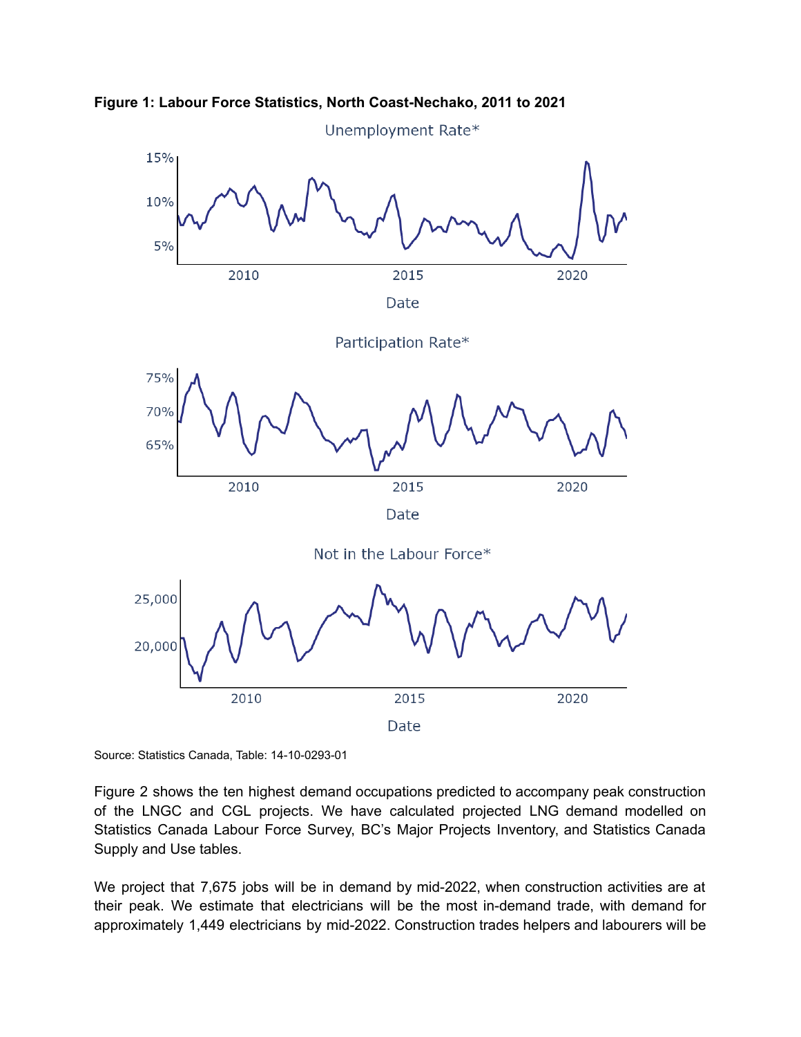**Figure 1: Labour Force Statistics, North Coast-Nechako, 2011 to 2021**

Source: Statistics Canada, Table: 14-10-0293-01

Figure 2 shows the ten highest demand occupations predicted to accompany peak construction of the LNGC and CGL projects. We have calculated projected LNG demand modelled on Statistics Canada Labour Force Survey, BC's Major Projects Inventory, and Statistics Canada Supply and Use tables.

We project that 7,675 jobs will be in demand by mid-2022, when construction activities are at their peak. We estimate that electricians will be the most in-demand trade, with demand for approximately 1,449 electricians by mid-2022. Construction trades helpers and labourers will be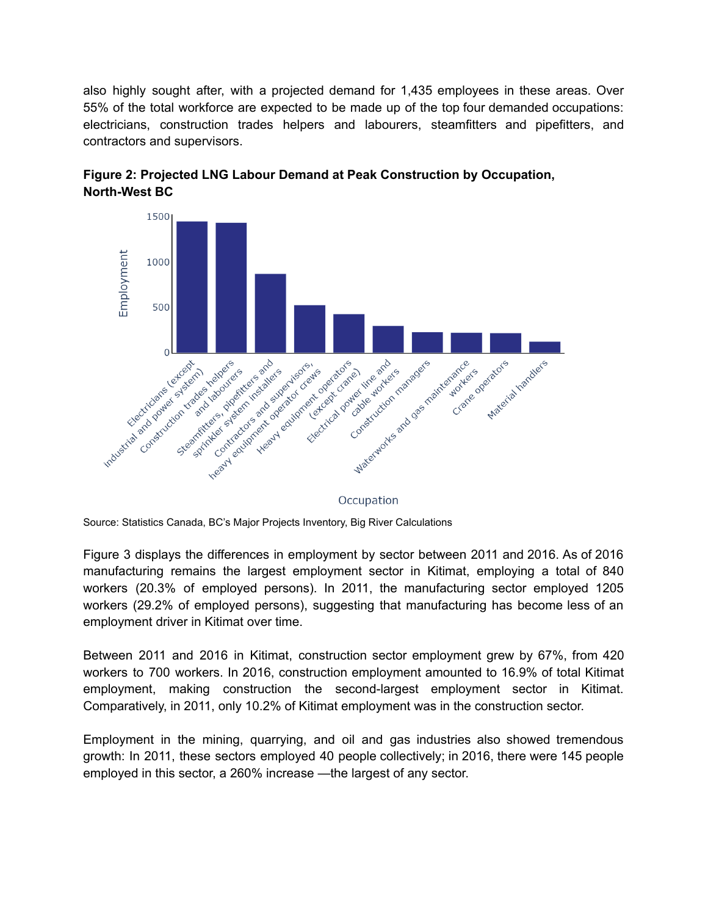also highly sought after, with a projected demand for 1,435 employees in these areas. Over 55% of the total workforce are expected to be made up of the top four demanded occupations: electricians, construction trades helpers and labourers, steamfitters and pipefitters, and contractors and supervisors.

**Figure 2: Projected LNG Labour Demand at Peak Construction by Occupation, North-West BC**

Source: Statistics Canada, BC's Major Projects Inventory, Big River Calculations

Figure 3 displays the differences in employment by sector between 2011 and 2016. As of 2016 manufacturing remains the largest employment sector in Kitimat, employing a total of 840 workers (20.3% of employed persons). In 2011, the manufacturing sector employed 1205 workers (29.2% of employed persons), suggesting that manufacturing has become less of an employment driver in Kitimat over time.

Between 2011 and 2016 in Kitimat, construction sector employment grew by 67%, from 420 workers to 700 workers. In 2016, construction employment amounted to 16.9% of total Kitimat employment, making construction the second-largest employment sector in Kitimat. Comparatively, in 2011, only 10.2% of Kitimat employment was in the construction sector.

Employment in the mining, quarrying, and oil and gas industries also showed tremendous growth: In 2011, these sectors employed 40 people collectively; in 2016, there were 145 people employed in this sector, a 260% increase —the largest of any sector.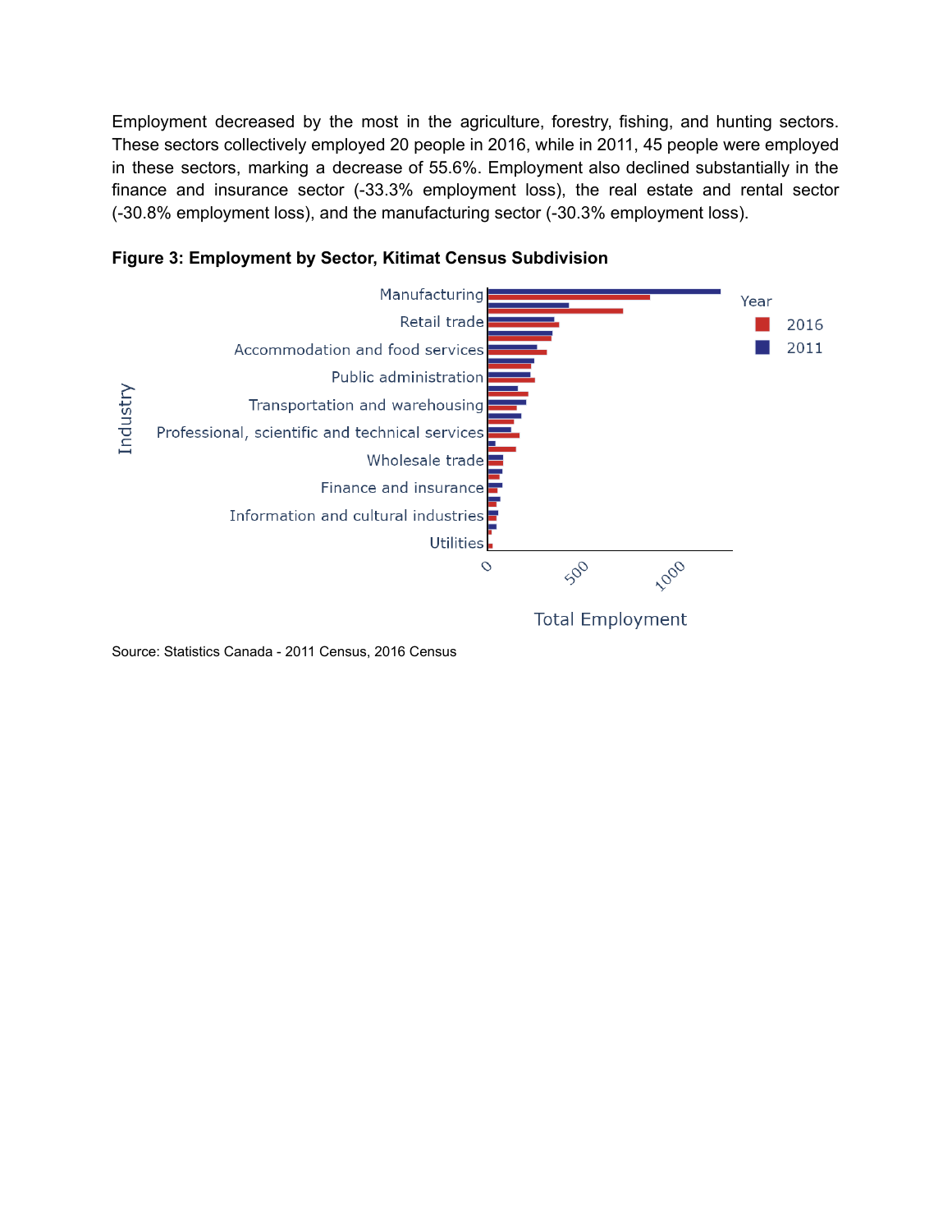Employment decreased by the most in the agriculture, forestry, fishing, and hunting sectors. These sectors collectively employed 20 people in 2016, while in 2011, 45 people were employed in these sectors, marking a decrease of 55.6%. Employment also declined substantially in the finance and insurance sector (-33.3% employment loss), the real estate and rental sector (-30.8% employment loss), and the manufacturing sector (-30.3% employment loss).

**Figure 3: Employment by Sector, Kitimat Census Subdivision**

Source: Statistics Canada - 2011 Census, 2016 Census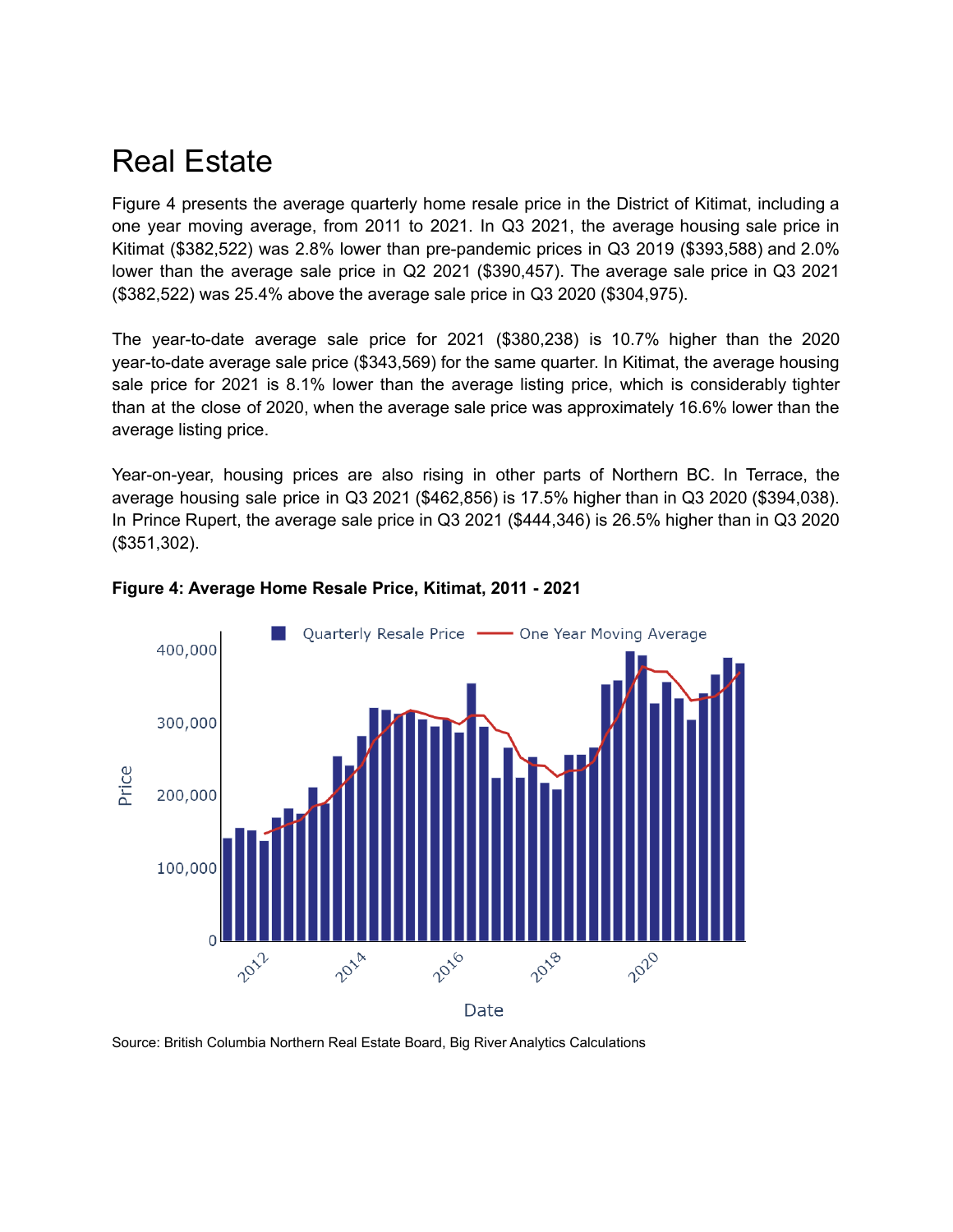# Real Estate

Figure 4 presents the average quarterly home resale price in the District of Kitimat, including a one year moving average, from 2011 to 2021. In Q3 2021, the average housing sale price in Kitimat ($382,522) was 2.8% lower than pre-pandemic prices in Q3 2019 ($393,588) and 2.0% lower than the average sale price in Q2 2021 ($390,457). The average sale price in Q3 2021 ($382,522) was 25.4% above the average sale price in Q3 2020 ($304,975).

The year-to-date average sale price for 2021 ($380,238) is 10.7% higher than the 2020 year-to-date average sale price ($343,569) for the same quarter. In Kitimat, the average housing sale price for 2021 is 8.1% lower than the average listing price, which is considerably tighter than at the close of 2020, when the average sale price was approximately 16.6% lower than the average listing price.

Year-on-year, housing prices are also rising in other parts of Northern BC. In Terrace, the average housing sale price in Q3 2021 ($462,856) is 17.5% higher than in Q3 2020 ($394,038). In Prince Rupert, the average sale price in Q3 2021 ($444,346) is 26.5% higher than in Q3 2020 ($351,302).

**Figure 4: Average Home Resale Price, Kitimat, 2011 - 2021**

Source: British Columbia Northern Real Estate Board, Big River Analytics Calculations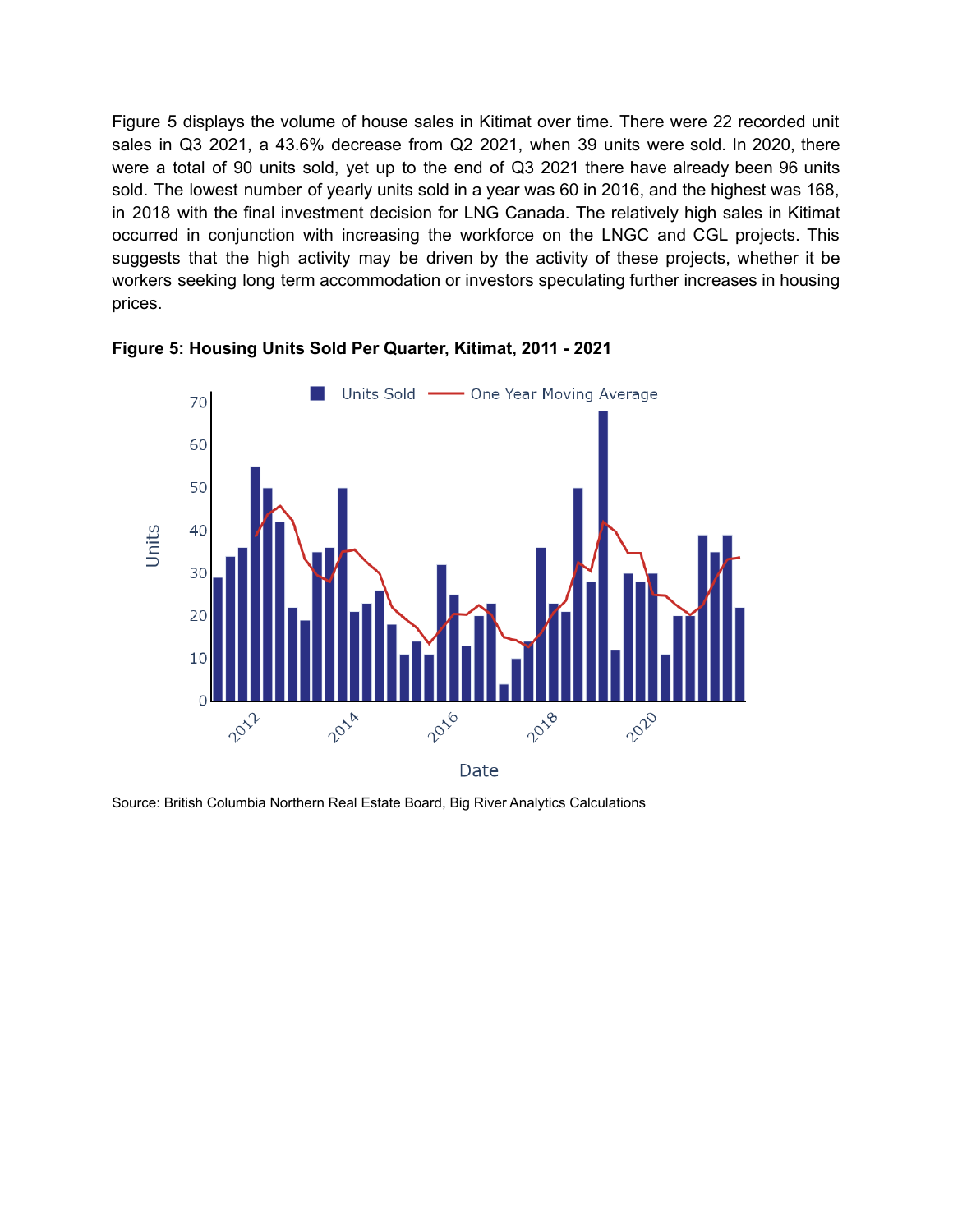Figure 5 displays the volume of house sales in Kitimat over time. There were 22 recorded unit sales in Q3 2021, a 43.6% decrease from Q2 2021, when 39 units were sold. In 2020, there were a total of 90 units sold, yet up to the end of Q3 2021 there have already been 96 units sold. The lowest number of yearly units sold in a year was 60 in 2016, and the highest was 168, in 2018 with the final investment decision for LNG Canada. The relatively high sales in Kitimat occurred in conjunction with increasing the workforce on the LNGC and CGL projects. This suggests that the high activity may be driven by the activity of these projects, whether it be workers seeking long term accommodation or investors speculating further increases in housing prices.

**Figure 5: Housing Units Sold Per Quarter, Kitimat, 2011 - 2021**

Source: British Columbia Northern Real Estate Board, Big River Analytics Calculations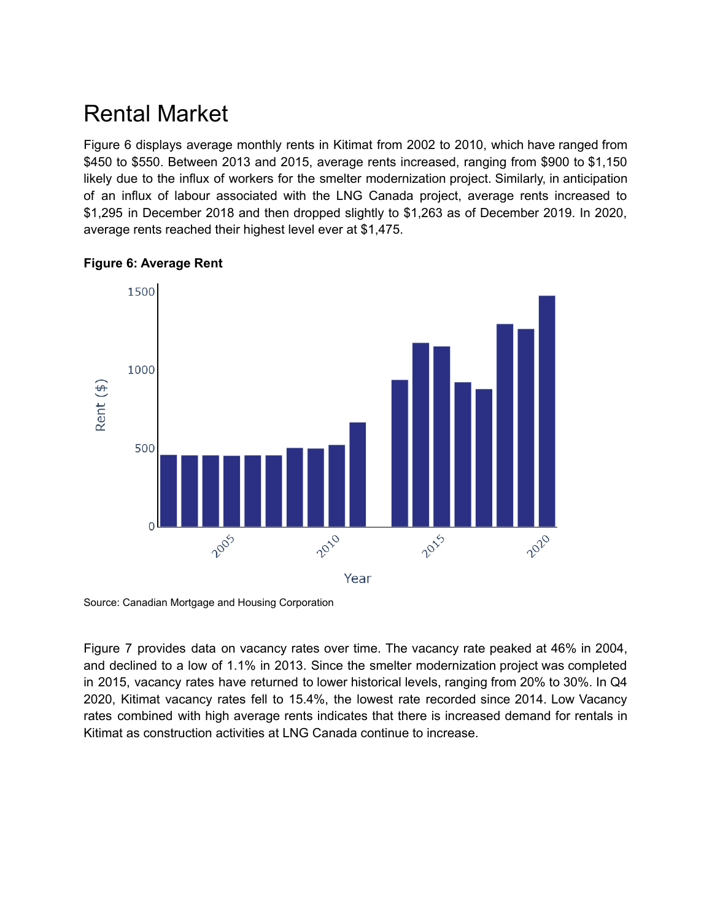# Rental Market

Figure 6 displays average monthly rents in Kitimat from 2002 to 2010, which have ranged from $450 to $550. Between 2013 and 2015, average rents increased, ranging from $900 to $1,150 likely due to the influx of workers for the smelter modernization project. Similarly, in anticipation of an influx of labour associated with the LNG Canada project, average rents increased to $1,295 in December 2018 and then dropped slightly to $1,263 as of December 2019. In 2020, average rents reached their highest level ever at $1,475.

**Figure 6: Average Rent**

Source: Canadian Mortgage and Housing Corporation

Figure 7 provides data on vacancy rates over time. The vacancy rate peaked at 46% in 2004, and declined to a low of 1.1% in 2013. Since the smelter modernization project was completed in 2015, vacancy rates have returned to lower historical levels, ranging from 20% to 30%. In Q4 2020, Kitimat vacancy rates fell to 15.4%, the lowest rate recorded since 2014. Low Vacancy rates combined with high average rents indicates that there is increased demand for rentals in Kitimat as construction activities at LNG Canada continue to increase.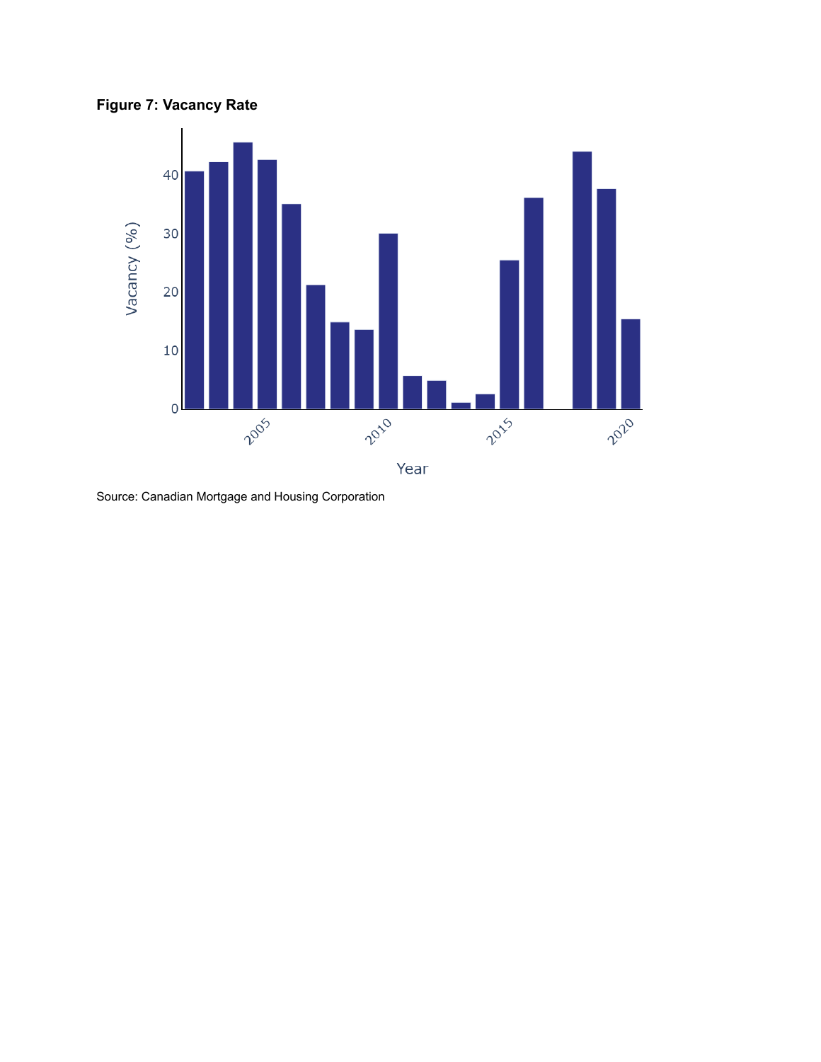**Figure 7: Vacancy Rate**

Source: Canadian Mortgage and Housing Corporation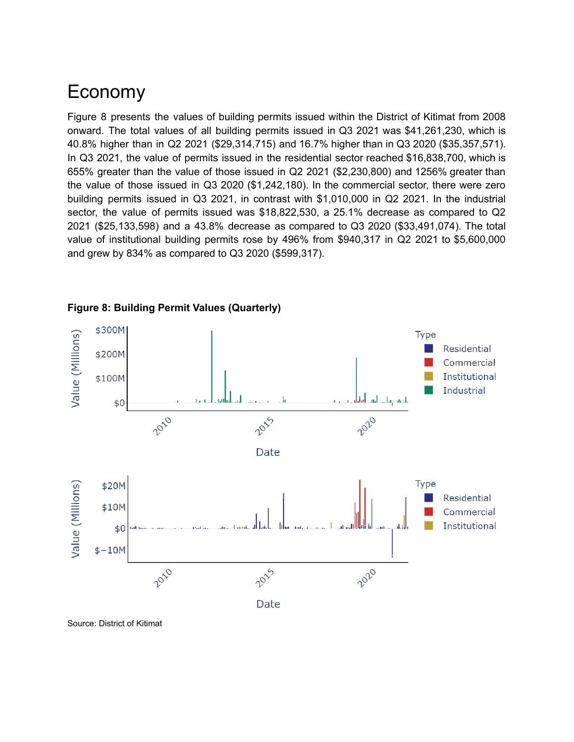# Economy

Figure 8 presents the values of building permits issued within the District of Kitimat from 2008 onward. The total values of all building permits issued in Q3 2021 was $41,261,230, which is 40.8% higher than in Q2 2021 ($29,314,715) and 16.7% higher than in Q3 2020 ($35,357,571). In Q3 2021, the value of permits issued in the residential sector reached $16,838,700, which is 655% greater than the value of those issued in Q2 2021 ($2,230,800) and 1256% greater than the value of those issued in Q3 2020 ($1,242,180). In the commercial sector, there were zero building permits issued in Q3 2021, in contrast with $1,010,000 in Q2 2021. In the industrial sector, the value of permits issued was $18,822,530, a 25.1% decrease as compared to Q2 2021 ($25,133,598) and a 43.8% decrease as compared to Q3 2020 ($33,491,074). The total value of institutional building permits rose by 496% from $940,317 in Q2 2021 to $5,600,000 and grew by 834% as compared to Q3 2020 ($599,317).

**Figure 8: Building Permit Values (Quarterly)**

Source: District of Kitimat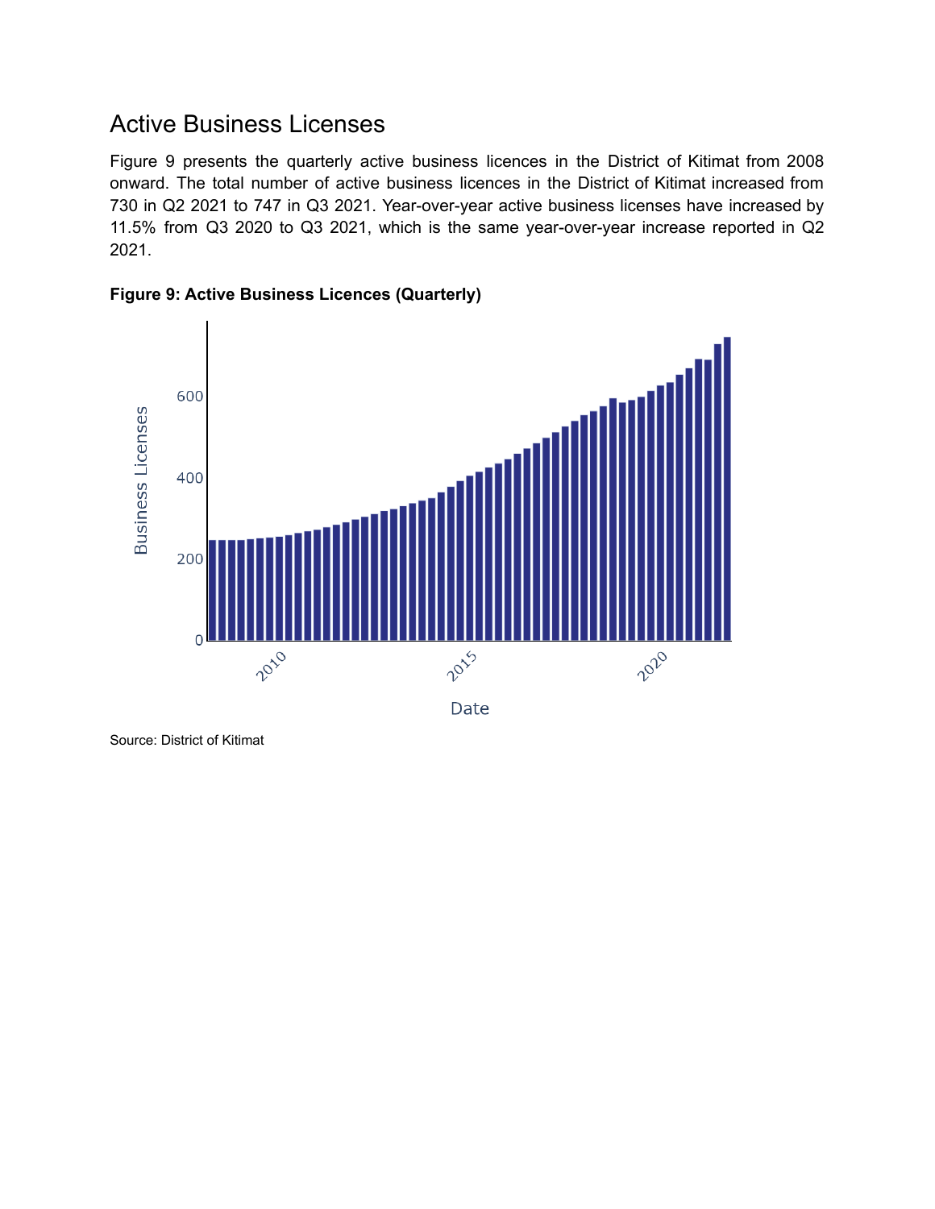## Active Business Licenses

Figure 9 presents the quarterly active business licences in the District of Kitimat from 2008 onward. The total number of active business licences in the District of Kitimat increased from 730 in Q2 2021 to 747 in Q3 2021. Year-over-year active business licenses have increased by 11.5% from Q3 2020 to Q3 2021, which is the same year-over-year increase reported in Q2 2021.

**Figure 9: Active Business Licences (Quarterly)**

Source: District of Kitimat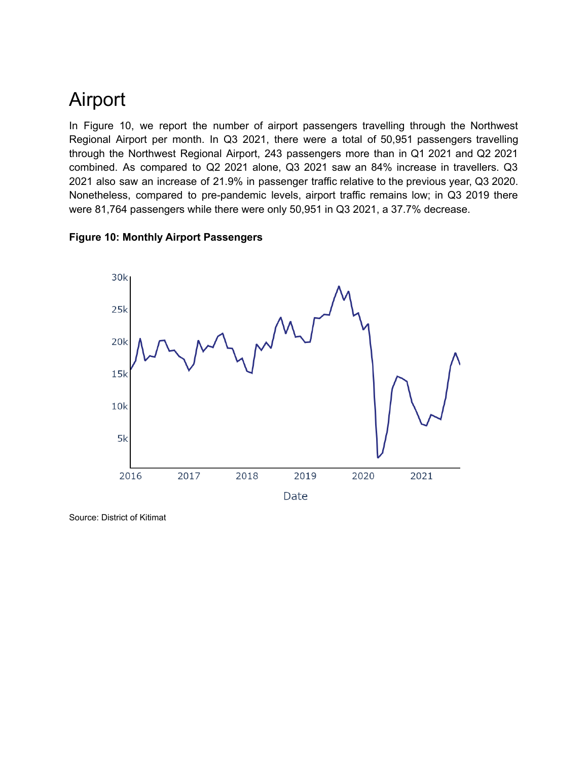# Airport

In Figure 10, we report the number of airport passengers travelling through the Northwest Regional Airport per month. In Q3 2021, there were a total of 50,951 passengers travelling through the Northwest Regional Airport, 243 passengers more than in Q1 2021 and Q2 2021 combined. As compared to Q2 2021 alone, Q3 2021 saw an 84% increase in travellers. Q3 2021 also saw an increase of 21.9% in passenger traffic relative to the previous year, Q3 2020. Nonetheless, compared to pre-pandemic levels, airport traffic remains low; in Q3 2019 there were 81,764 passengers while there were only 50,951 in Q3 2021, a 37.7% decrease.

**Figure 10: Monthly Airport Passengers**

30k
25k
20k
15k
10k
5k

2016 2017 2018 2019 2020 2021

Date

Source: District of Kitimat